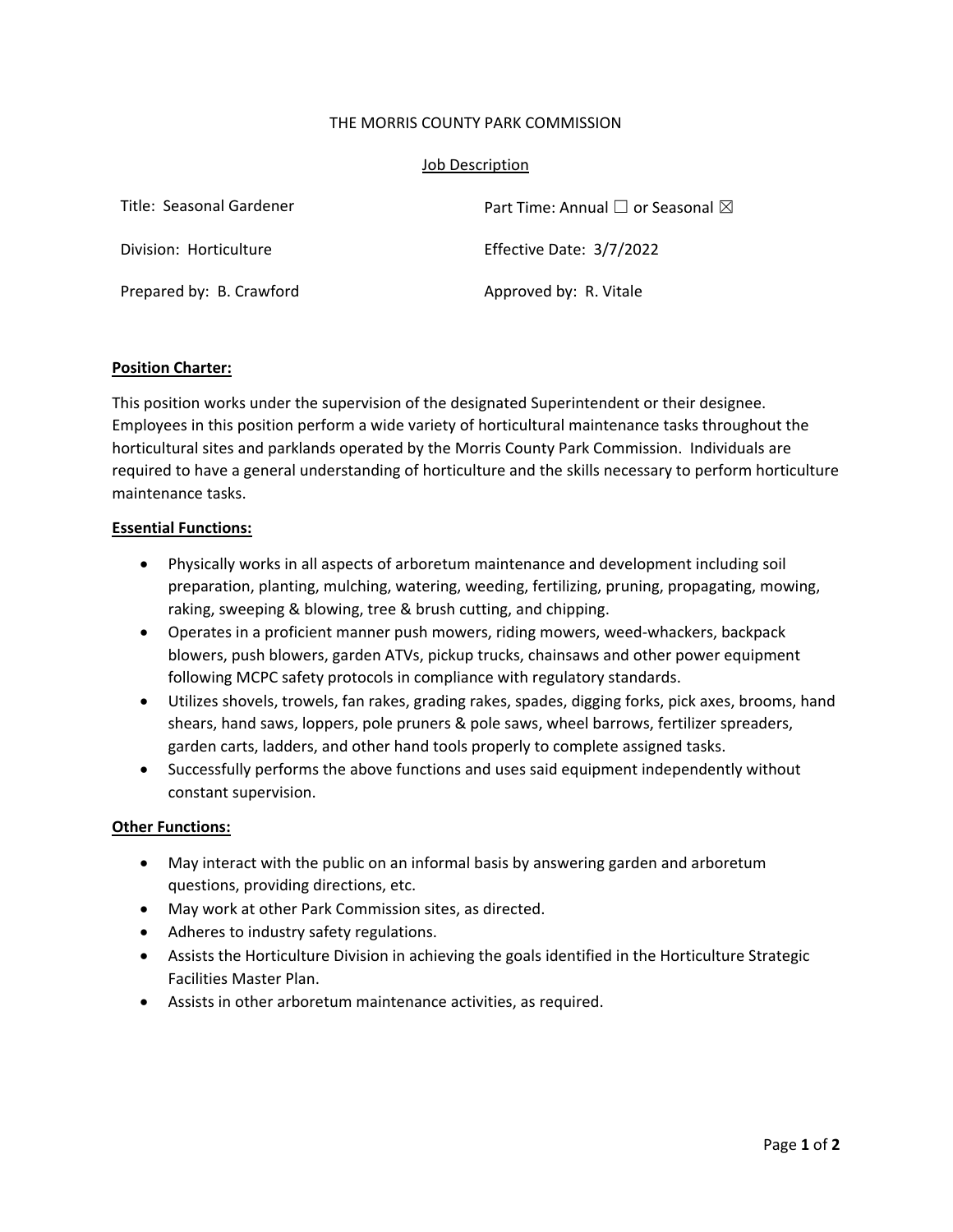THE MORRIS COUNTY PARK COMMISSION

Job Description

| Title: Seasonal Gardener | Part Time: Annual ☐ or Seasonal ☒ |
| --- | --- |
| Division: Horticulture | Effective Date: 3/7/2022 |
| Prepared by: B. Crawford | Approved by: R. Vitale |

**Position Charter:**

This position works under the supervision of the designated Superintendent or their designee. Employees in this position perform a wide variety of horticultural maintenance tasks throughout the horticultural sites and parklands operated by the Morris County Park Commission. Individuals are required to have a general understanding of horticulture and the skills necessary to perform horticulture maintenance tasks.

**Essential Functions:**

- Physically works in all aspects of arboretum maintenance and development including soil preparation, planting, mulching, watering, weeding, fertilizing, pruning, propagating, mowing, raking, sweeping & blowing, tree & brush cutting, and chipping.
- Operates in a proficient manner push mowers, riding mowers, weed-whackers, backpack blowers, push blowers, garden ATVs, pickup trucks, chainsaws and other power equipment following MCPC safety protocols in compliance with regulatory standards.
- Utilizes shovels, trowels, fan rakes, grading rakes, spades, digging forks, pick axes, brooms, hand shears, hand saws, loppers, pole pruners & pole saws, wheel barrows, fertilizer spreaders, garden carts, ladders, and other hand tools properly to complete assigned tasks.
- Successfully performs the above functions and uses said equipment independently without constant supervision.

**Other Functions:**

- May interact with the public on an informal basis by answering garden and arboretum questions, providing directions, etc.
- May work at other Park Commission sites, as directed.
- Adheres to industry safety regulations.
- Assists the Horticulture Division in achieving the goals identified in the Horticulture Strategic Facilities Master Plan.
- Assists in other arboretum maintenance activities, as required.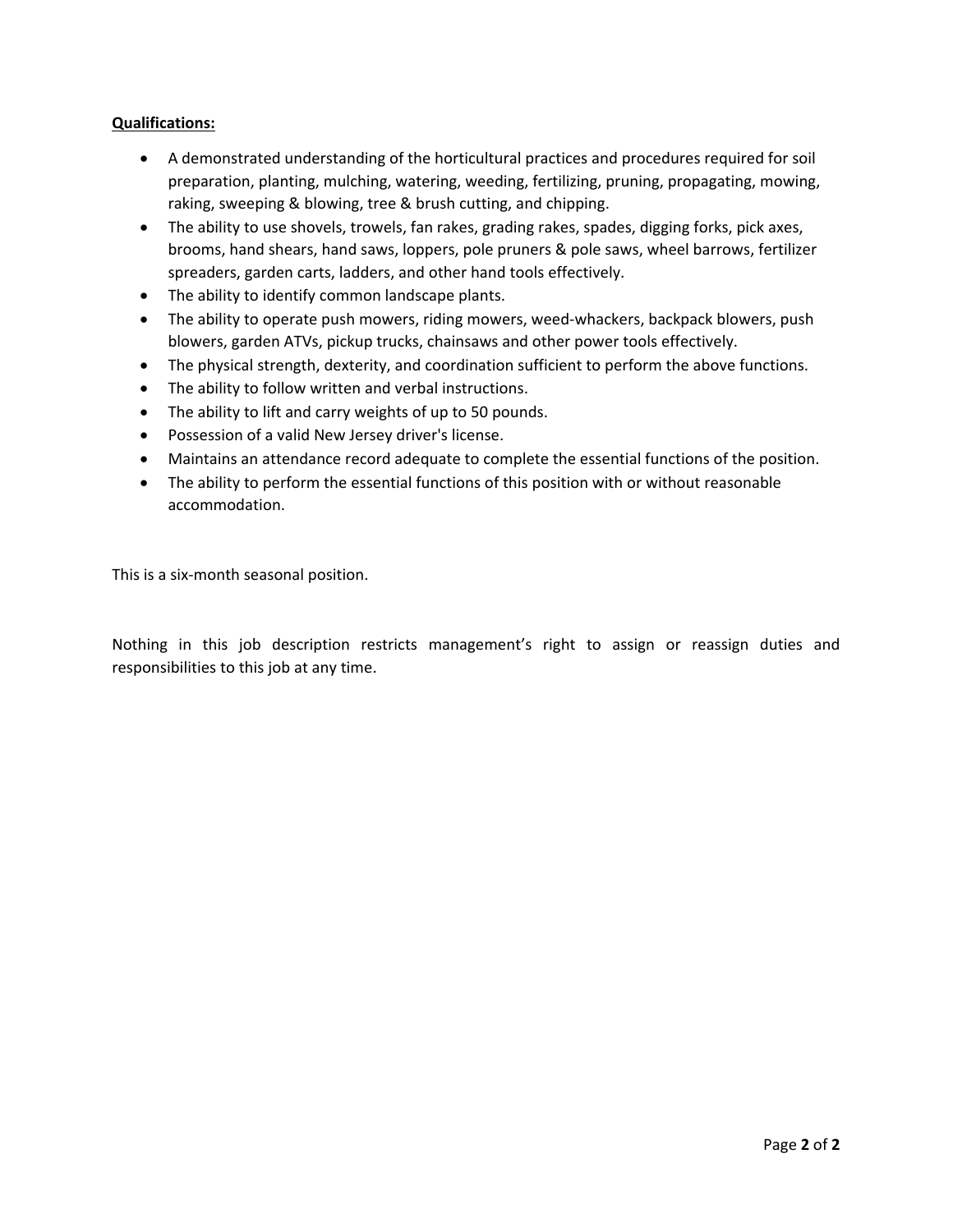**Qualifications:**

- A demonstrated understanding of the horticultural practices and procedures required for soil preparation, planting, mulching, watering, weeding, fertilizing, pruning, propagating, mowing, raking, sweeping & blowing, tree & brush cutting, and chipping.
- The ability to use shovels, trowels, fan rakes, grading rakes, spades, digging forks, pick axes, brooms, hand shears, hand saws, loppers, pole pruners & pole saws, wheel barrows, fertilizer spreaders, garden carts, ladders, and other hand tools effectively.
- The ability to identify common landscape plants.
- The ability to operate push mowers, riding mowers, weed-whackers, backpack blowers, push blowers, garden ATVs, pickup trucks, chainsaws and other power tools effectively.
- The physical strength, dexterity, and coordination sufficient to perform the above functions.
- The ability to follow written and verbal instructions.
- The ability to lift and carry weights of up to 50 pounds.
- Possession of a valid New Jersey driver's license.
- Maintains an attendance record adequate to complete the essential functions of the position.
- The ability to perform the essential functions of this position with or without reasonable accommodation.

This is a six-month seasonal position.

Nothing in this job description restricts management's right to assign or reassign duties and responsibilities to this job at any time.